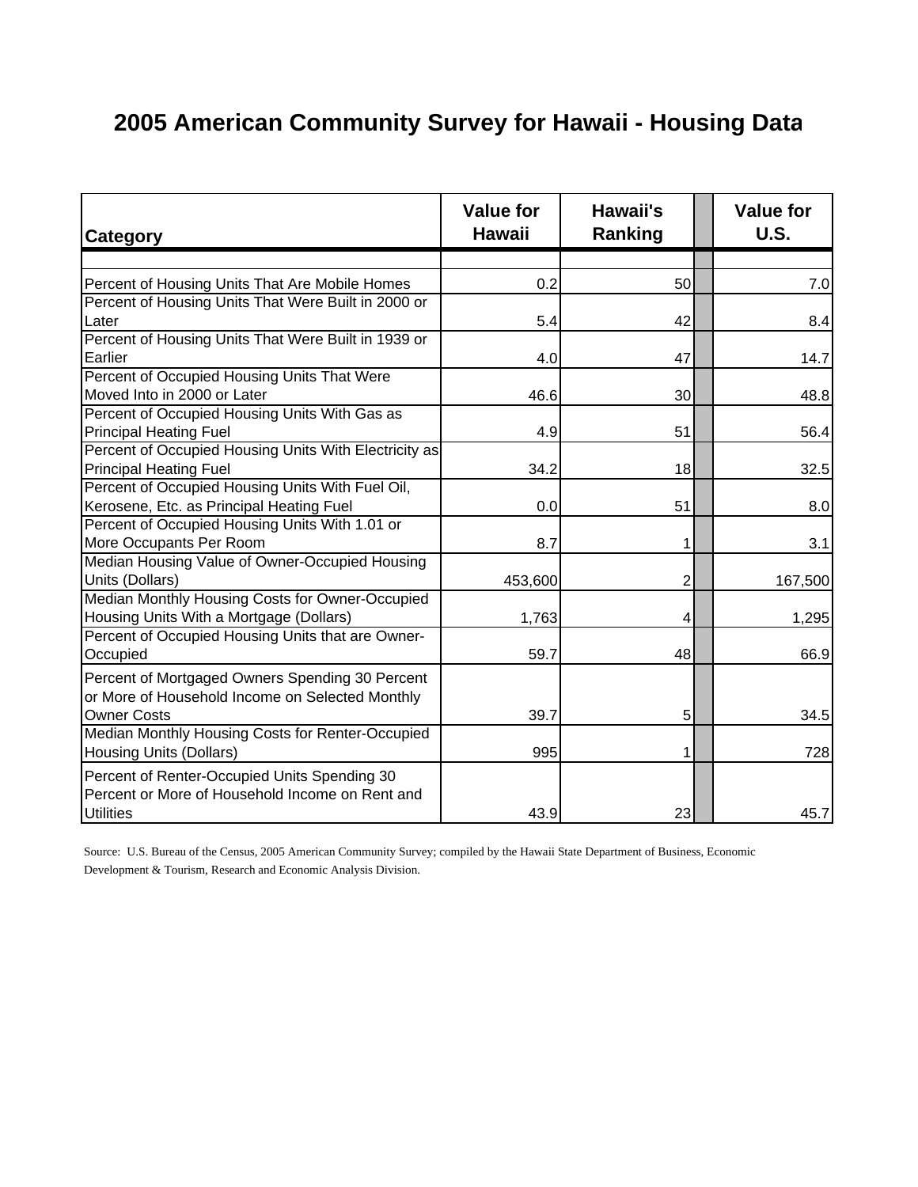# 2005 American Community Survey for Hawaii - Housing Data

| Category | Value for Hawaii | Hawaii's Ranking | | Value for U.S. |
|---|---|---|---|---|
| Percent of Housing Units That Are Mobile Homes | 0.2 | 50 | | 7.0 |
| Percent of Housing Units That Were Built in 2000 or Later | 5.4 | 42 | | 8.4 |
| Percent of Housing Units That Were Built in 1939 or Earlier | 4.0 | 47 | | 14.7 |
| Percent of Occupied Housing Units That Were Moved Into in 2000 or Later | 46.6 | 30 | | 48.8 |
| Percent of Occupied Housing Units With Gas as Principal Heating Fuel | 4.9 | 51 | | 56.4 |
| Percent of Occupied Housing Units With Electricity as Principal Heating Fuel | 34.2 | 18 | | 32.5 |
| Percent of Occupied Housing Units With Fuel Oil, Kerosene, Etc. as Principal Heating Fuel | 0.0 | 51 | | 8.0 |
| Percent of Occupied Housing Units With 1.01 or More Occupants Per Room | 8.7 | 1 | | 3.1 |
| Median Housing Value of Owner-Occupied Housing Units (Dollars) | 453,600 | 2 | | 167,500 |
| Median Monthly Housing Costs for Owner-Occupied Housing Units With a Mortgage (Dollars) | 1,763 | 4 | | 1,295 |
| Percent of Occupied Housing Units that are Owner-Occupied | 59.7 | 48 | | 66.9 |
| Percent of Mortgaged Owners Spending 30 Percent or More of Household Income on Selected Monthly Owner Costs | 39.7 | 5 | | 34.5 |
| Median Monthly Housing Costs for Renter-Occupied Housing Units (Dollars) | 995 | 1 | | 728 |
| Percent of Renter-Occupied Units Spending 30 Percent or More of Household Income on Rent and Utilities | 43.9 | 23 | | 45.7 |

Source: U.S. Bureau of the Census, 2005 American Community Survey; compiled by the Hawaii State Department of Business, Economic Development & Tourism, Research and Economic Analysis Division.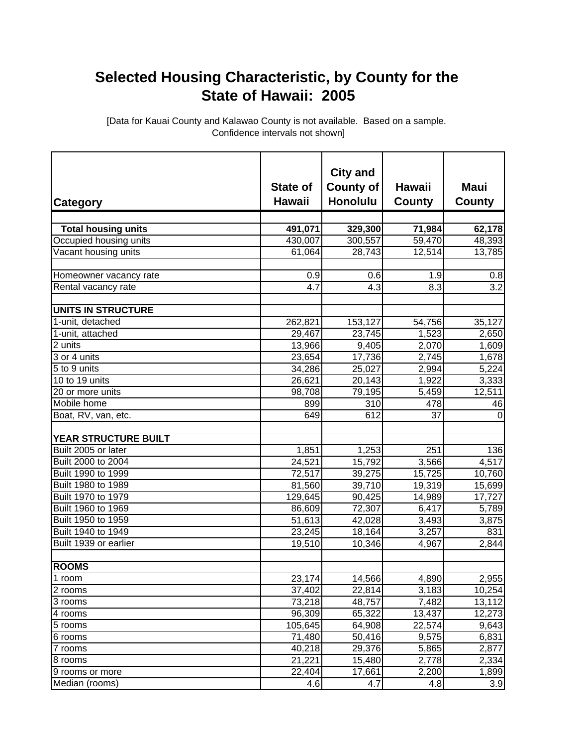# Selected Housing Characteristic, by County for the State of Hawaii: 2005

[Data for Kauai County and Kalawao County is not available. Based on a sample. Confidence intervals not shown]

| Category | State of Hawaii | City and County of Honolulu | Hawaii County | Maui County |
|---|---|---|---|---|
| | | | | |
| **Total housing units** | **491,071** | **329,300** | **71,984** | **62,178** |
| Occupied housing units | 430,007 | 300,557 | 59,470 | 48,393 |
| Vacant housing units | 61,064 | 28,743 | 12,514 | 13,785 |
| | | | | |
| Homeowner vacancy rate | 0.9 | 0.6 | 1.9 | 0.8 |
| Rental vacancy rate | 4.7 | 4.3 | 8.3 | 3.2 |
| | | | | |
| **UNITS IN STRUCTURE** | | | | |
| 1-unit, detached | 262,821 | 153,127 | 54,756 | 35,127 |
| 1-unit, attached | 29,467 | 23,745 | 1,523 | 2,650 |
| 2 units | 13,966 | 9,405 | 2,070 | 1,609 |
| 3 or 4 units | 23,654 | 17,736 | 2,745 | 1,678 |
| 5 to 9 units | 34,286 | 25,027 | 2,994 | 5,224 |
| 10 to 19 units | 26,621 | 20,143 | 1,922 | 3,333 |
| 20 or more units | 98,708 | 79,195 | 5,459 | 12,511 |
| Mobile home | 899 | 310 | 478 | 46 |
| Boat, RV, van, etc. | 649 | 612 | 37 | 0 |
| | | | | |
| **YEAR STRUCTURE BUILT** | | | | |
| Built 2005 or later | 1,851 | 1,253 | 251 | 136 |
| Built 2000 to 2004 | 24,521 | 15,792 | 3,566 | 4,517 |
| Built 1990 to 1999 | 72,517 | 39,275 | 15,725 | 10,760 |
| Built 1980 to 1989 | 81,560 | 39,710 | 19,319 | 15,699 |
| Built 1970 to 1979 | 129,645 | 90,425 | 14,989 | 17,727 |
| Built 1960 to 1969 | 86,609 | 72,307 | 6,417 | 5,789 |
| Built 1950 to 1959 | 51,613 | 42,028 | 3,493 | 3,875 |
| Built 1940 to 1949 | 23,245 | 18,164 | 3,257 | 831 |
| Built 1939 or earlier | 19,510 | 10,346 | 4,967 | 2,844 |
| | | | | |
| **ROOMS** | | | | |
| 1 room | 23,174 | 14,566 | 4,890 | 2,955 |
| 2 rooms | 37,402 | 22,814 | 3,183 | 10,254 |
| 3 rooms | 73,218 | 48,757 | 7,482 | 13,112 |
| 4 rooms | 96,309 | 65,322 | 13,437 | 12,273 |
| 5 rooms | 105,645 | 64,908 | 22,574 | 9,643 |
| 6 rooms | 71,480 | 50,416 | 9,575 | 6,831 |
| 7 rooms | 40,218 | 29,376 | 5,865 | 2,877 |
| 8 rooms | 21,221 | 15,480 | 2,778 | 2,334 |
| 9 rooms or more | 22,404 | 17,661 | 2,200 | 1,899 |
| Median (rooms) | 4.6 | 4.7 | 4.8 | 3.9 |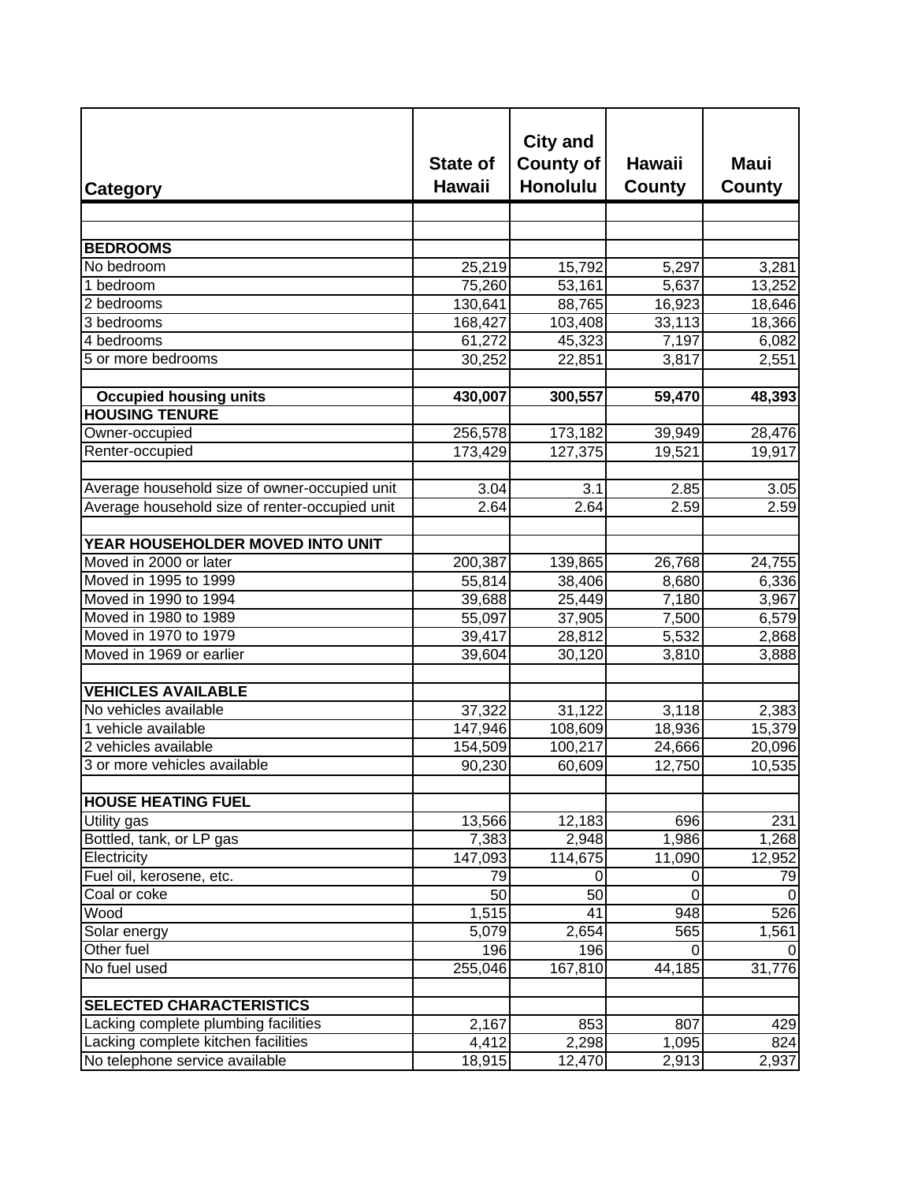| Category | State of Hawaii | City and County of Honolulu | Hawaii County | Maui County |
|---|---|---|---|---|
| | | | | |
| | | | | |
| **BEDROOMS** | | | | |
| No bedroom | 25,219 | 15,792 | 5,297 | 3,281 |
| 1 bedroom | 75,260 | 53,161 | 5,637 | 13,252 |
| 2 bedrooms | 130,641 | 88,765 | 16,923 | 18,646 |
| 3 bedrooms | 168,427 | 103,408 | 33,113 | 18,366 |
| 4 bedrooms | 61,272 | 45,323 | 7,197 | 6,082 |
| 5 or more bedrooms | 30,252 | 22,851 | 3,817 | 2,551 |
| | | | | |
| **Occupied housing units** | **430,007** | **300,557** | **59,470** | **48,393** |
| **HOUSING TENURE** | | | | |
| Owner-occupied | 256,578 | 173,182 | 39,949 | 28,476 |
| Renter-occupied | 173,429 | 127,375 | 19,521 | 19,917 |
| | | | | |
| Average household size of owner-occupied unit | 3.04 | 3.1 | 2.85 | 3.05 |
| Average household size of renter-occupied unit | 2.64 | 2.64 | 2.59 | 2.59 |
| | | | | |
| **YEAR HOUSEHOLDER MOVED INTO UNIT** | | | | |
| Moved in 2000 or later | 200,387 | 139,865 | 26,768 | 24,755 |
| Moved in 1995 to 1999 | 55,814 | 38,406 | 8,680 | 6,336 |
| Moved in 1990 to 1994 | 39,688 | 25,449 | 7,180 | 3,967 |
| Moved in 1980 to 1989 | 55,097 | 37,905 | 7,500 | 6,579 |
| Moved in 1970 to 1979 | 39,417 | 28,812 | 5,532 | 2,868 |
| Moved in 1969 or earlier | 39,604 | 30,120 | 3,810 | 3,888 |
| | | | | |
| **VEHICLES AVAILABLE** | | | | |
| No vehicles available | 37,322 | 31,122 | 3,118 | 2,383 |
| 1 vehicle available | 147,946 | 108,609 | 18,936 | 15,379 |
| 2 vehicles available | 154,509 | 100,217 | 24,666 | 20,096 |
| 3 or more vehicles available | 90,230 | 60,609 | 12,750 | 10,535 |
| | | | | |
| **HOUSE HEATING FUEL** | | | | |
| Utility gas | 13,566 | 12,183 | 696 | 231 |
| Bottled, tank, or LP gas | 7,383 | 2,948 | 1,986 | 1,268 |
| Electricity | 147,093 | 114,675 | 11,090 | 12,952 |
| Fuel oil, kerosene, etc. | 79 | 0 | 0 | 79 |
| Coal or coke | 50 | 50 | 0 | 0 |
| Wood | 1,515 | 41 | 948 | 526 |
| Solar energy | 5,079 | 2,654 | 565 | 1,561 |
| Other fuel | 196 | 196 | 0 | 0 |
| No fuel used | 255,046 | 167,810 | 44,185 | 31,776 |
| | | | | |
| **SELECTED CHARACTERISTICS** | | | | |
| Lacking complete plumbing facilities | 2,167 | 853 | 807 | 429 |
| Lacking complete kitchen facilities | 4,412 | 2,298 | 1,095 | 824 |
| No telephone service available | 18,915 | 12,470 | 2,913 | 2,937 |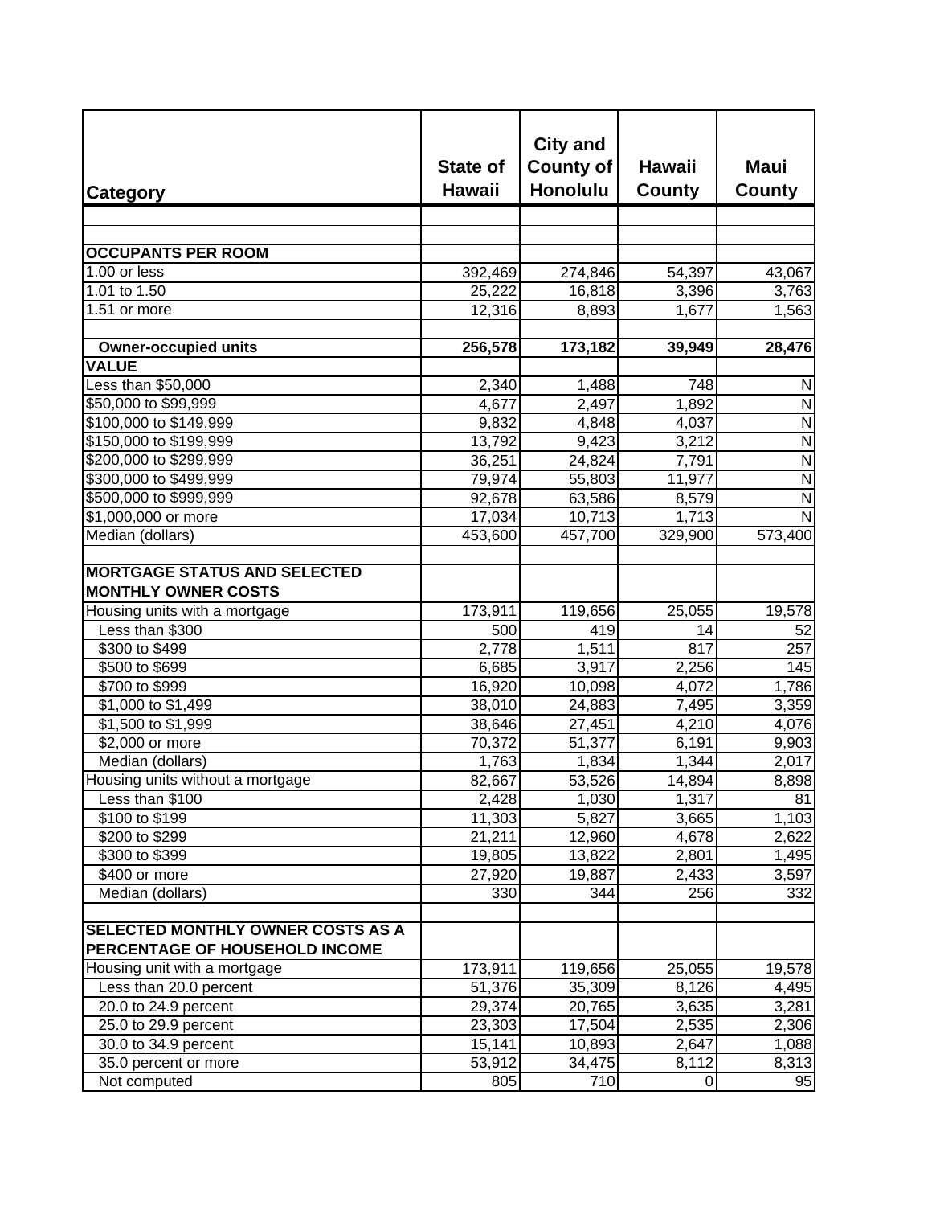| Category | State of Hawaii | City and County of Honolulu | Hawaii County | Maui County |
|---|---|---|---|---|
| | | | | |
| | | | | |
| **OCCUPANTS PER ROOM** | | | | |
| 1.00 or less | 392,469 | 274,846 | 54,397 | 43,067 |
| 1.01 to 1.50 | 25,222 | 16,818 | 3,396 | 3,763 |
| 1.51 or more | 12,316 | 8,893 | 1,677 | 1,563 |
| | | | | |
| **Owner-occupied units** | **256,578** | **173,182** | **39,949** | **28,476** |
| **VALUE** | | | | |
| Less than $50,000 | 2,340 | 1,488 | 748 | N |
| $50,000 to $99,999 | 4,677 | 2,497 | 1,892 | N |
| $100,000 to $149,999 | 9,832 | 4,848 | 4,037 | N |
| $150,000 to $199,999 | 13,792 | 9,423 | 3,212 | N |
| $200,000 to $299,999 | 36,251 | 24,824 | 7,791 | N |
| $300,000 to $499,999 | 79,974 | 55,803 | 11,977 | N |
| $500,000 to $999,999 | 92,678 | 63,586 | 8,579 | N |
| $1,000,000 or more | 17,034 | 10,713 | 1,713 | N |
| Median (dollars) | 453,600 | 457,700 | 329,900 | 573,400 |
| | | | | |
| **MORTGAGE STATUS AND SELECTED MONTHLY OWNER COSTS** | | | | |
| Housing units with a mortgage | 173,911 | 119,656 | 25,055 | 19,578 |
| Less than $300 | 500 | 419 | 14 | 52 |
| $300 to $499 | 2,778 | 1,511 | 817 | 257 |
| $500 to $699 | 6,685 | 3,917 | 2,256 | 145 |
| $700 to $999 | 16,920 | 10,098 | 4,072 | 1,786 |
| $1,000 to $1,499 | 38,010 | 24,883 | 7,495 | 3,359 |
| $1,500 to $1,999 | 38,646 | 27,451 | 4,210 | 4,076 |
| $2,000 or more | 70,372 | 51,377 | 6,191 | 9,903 |
| Median (dollars) | 1,763 | 1,834 | 1,344 | 2,017 |
| Housing units without a mortgage | 82,667 | 53,526 | 14,894 | 8,898 |
| Less than $100 | 2,428 | 1,030 | 1,317 | 81 |
| $100 to $199 | 11,303 | 5,827 | 3,665 | 1,103 |
| $200 to $299 | 21,211 | 12,960 | 4,678 | 2,622 |
| $300 to $399 | 19,805 | 13,822 | 2,801 | 1,495 |
| $400 or more | 27,920 | 19,887 | 2,433 | 3,597 |
| Median (dollars) | 330 | 344 | 256 | 332 |
| | | | | |
| **SELECTED MONTHLY OWNER COSTS AS A PERCENTAGE OF HOUSEHOLD INCOME** | | | | |
| Housing unit with a mortgage | 173,911 | 119,656 | 25,055 | 19,578 |
| Less than 20.0 percent | 51,376 | 35,309 | 8,126 | 4,495 |
| 20.0 to 24.9 percent | 29,374 | 20,765 | 3,635 | 3,281 |
| 25.0 to 29.9 percent | 23,303 | 17,504 | 2,535 | 2,306 |
| 30.0 to 34.9 percent | 15,141 | 10,893 | 2,647 | 1,088 |
| 35.0 percent or more | 53,912 | 34,475 | 8,112 | 8,313 |
| Not computed | 805 | 710 | 0 | 95 |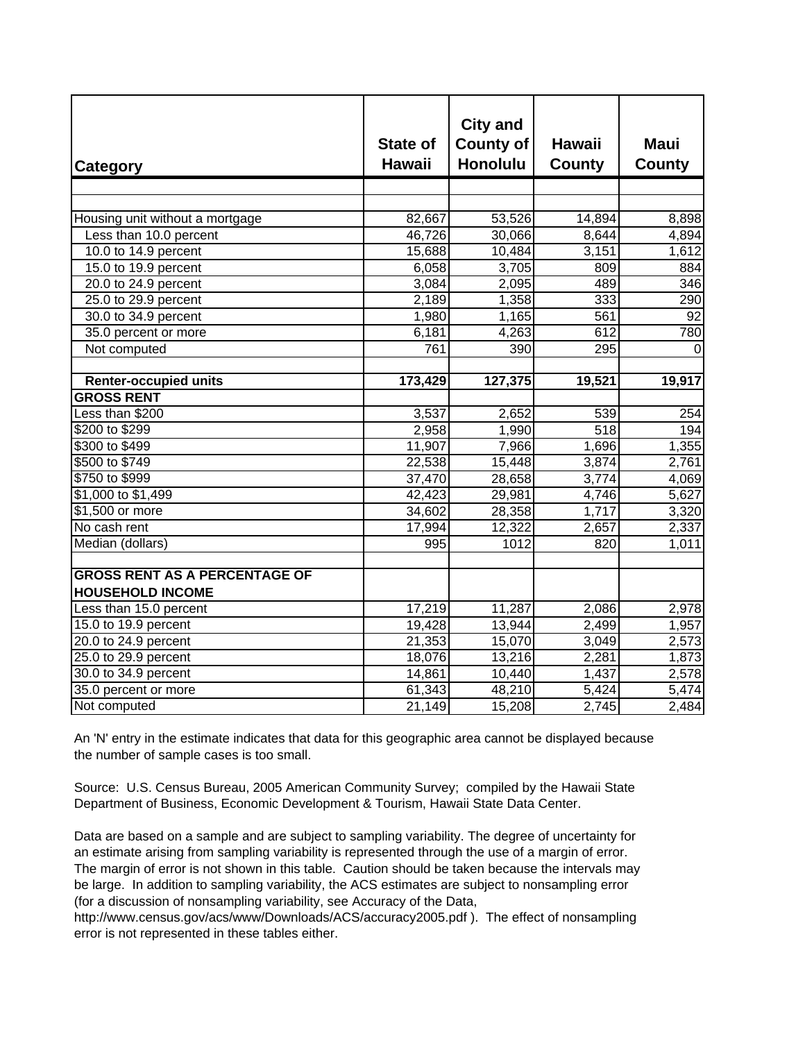| Category | State of Hawaii | City and County of Honolulu | Hawaii County | Maui County |
|---|---|---|---|---|
| | | | | |
| | | | | |
| Housing unit without a mortgage | 82,667 | 53,526 | 14,894 | 8,898 |
| Less than 10.0 percent | 46,726 | 30,066 | 8,644 | 4,894 |
| 10.0 to 14.9 percent | 15,688 | 10,484 | 3,151 | 1,612 |
| 15.0 to 19.9 percent | 6,058 | 3,705 | 809 | 884 |
| 20.0 to 24.9 percent | 3,084 | 2,095 | 489 | 346 |
| 25.0 to 29.9 percent | 2,189 | 1,358 | 333 | 290 |
| 30.0 to 34.9 percent | 1,980 | 1,165 | 561 | 92 |
| 35.0 percent or more | 6,181 | 4,263 | 612 | 780 |
| Not computed | 761 | 390 | 295 | 0 |
| | | | | |
| **Renter-occupied units** | **173,429** | **127,375** | **19,521** | **19,917** |
| **GROSS RENT** | | | | |
| Less than $200 | 3,537 | 2,652 | 539 | 254 |
| $200 to $299 | 2,958 | 1,990 | 518 | 194 |
| $300 to $499 | 11,907 | 7,966 | 1,696 | 1,355 |
| $500 to $749 | 22,538 | 15,448 | 3,874 | 2,761 |
| $750 to $999 | 37,470 | 28,658 | 3,774 | 4,069 |
| $1,000 to $1,499 | 42,423 | 29,981 | 4,746 | 5,627 |
| $1,500 or more | 34,602 | 28,358 | 1,717 | 3,320 |
| No cash rent | 17,994 | 12,322 | 2,657 | 2,337 |
| Median (dollars) | 995 | 1012 | 820 | 1,011 |
| | | | | |
| **GROSS RENT AS A PERCENTAGE OF HOUSEHOLD INCOME** | | | | |
| Less than 15.0 percent | 17,219 | 11,287 | 2,086 | 2,978 |
| 15.0 to 19.9 percent | 19,428 | 13,944 | 2,499 | 1,957 |
| 20.0 to 24.9 percent | 21,353 | 15,070 | 3,049 | 2,573 |
| 25.0 to 29.9 percent | 18,076 | 13,216 | 2,281 | 1,873 |
| 30.0 to 34.9 percent | 14,861 | 10,440 | 1,437 | 2,578 |
| 35.0 percent or more | 61,343 | 48,210 | 5,424 | 5,474 |
| Not computed | 21,149 | 15,208 | 2,745 | 2,484 |

An 'N' entry in the estimate indicates that data for this geographic area cannot be displayed because the number of sample cases is too small.

Source: U.S. Census Bureau, 2005 American Community Survey; compiled by the Hawaii State Department of Business, Economic Development & Tourism, Hawaii State Data Center.

Data are based on a sample and are subject to sampling variability. The degree of uncertainty for an estimate arising from sampling variability is represented through the use of a margin of error. The margin of error is not shown in this table. Caution should be taken because the intervals may be large. In addition to sampling variability, the ACS estimates are subject to nonsampling error (for a discussion of nonsampling variability, see Accuracy of the Data, http://www.census.gov/acs/www/Downloads/ACS/accuracy2005.pdf ). The effect of nonsampling error is not represented in these tables either.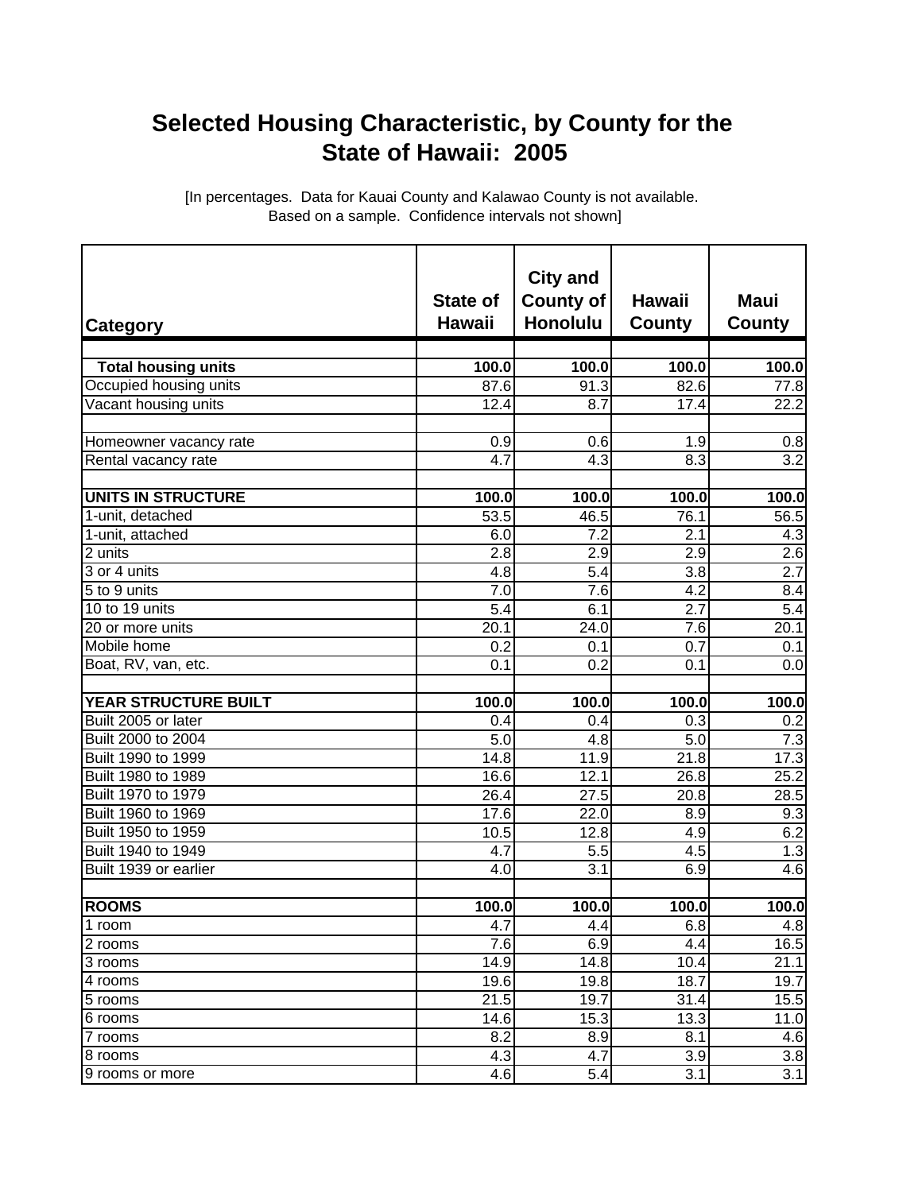# Selected Housing Characteristic, by County for the State of Hawaii: 2005

[In percentages. Data for Kauai County and Kalawao County is not available. Based on a sample. Confidence intervals not shown]

| Category | State of Hawaii | City and County of Honolulu | Hawaii County | Maui County |
|---|---|---|---|---|
| | | | | |
| **Total housing units** | **100.0** | **100.0** | **100.0** | **100.0** |
| Occupied housing units | 87.6 | 91.3 | 82.6 | 77.8 |
| Vacant housing units | 12.4 | 8.7 | 17.4 | 22.2 |
| | | | | |
| Homeowner vacancy rate | 0.9 | 0.6 | 1.9 | 0.8 |
| Rental vacancy rate | 4.7 | 4.3 | 8.3 | 3.2 |
| | | | | |
| **UNITS IN STRUCTURE** | **100.0** | **100.0** | **100.0** | **100.0** |
| 1-unit, detached | 53.5 | 46.5 | 76.1 | 56.5 |
| 1-unit, attached | 6.0 | 7.2 | 2.1 | 4.3 |
| 2 units | 2.8 | 2.9 | 2.9 | 2.6 |
| 3 or 4 units | 4.8 | 5.4 | 3.8 | 2.7 |
| 5 to 9 units | 7.0 | 7.6 | 4.2 | 8.4 |
| 10 to 19 units | 5.4 | 6.1 | 2.7 | 5.4 |
| 20 or more units | 20.1 | 24.0 | 7.6 | 20.1 |
| Mobile home | 0.2 | 0.1 | 0.7 | 0.1 |
| Boat, RV, van, etc. | 0.1 | 0.2 | 0.1 | 0.0 |
| | | | | |
| **YEAR STRUCTURE BUILT** | **100.0** | **100.0** | **100.0** | **100.0** |
| Built 2005 or later | 0.4 | 0.4 | 0.3 | 0.2 |
| Built 2000 to 2004 | 5.0 | 4.8 | 5.0 | 7.3 |
| Built 1990 to 1999 | 14.8 | 11.9 | 21.8 | 17.3 |
| Built 1980 to 1989 | 16.6 | 12.1 | 26.8 | 25.2 |
| Built 1970 to 1979 | 26.4 | 27.5 | 20.8 | 28.5 |
| Built 1960 to 1969 | 17.6 | 22.0 | 8.9 | 9.3 |
| Built 1950 to 1959 | 10.5 | 12.8 | 4.9 | 6.2 |
| Built 1940 to 1949 | 4.7 | 5.5 | 4.5 | 1.3 |
| Built 1939 or earlier | 4.0 | 3.1 | 6.9 | 4.6 |
| | | | | |
| **ROOMS** | **100.0** | **100.0** | **100.0** | **100.0** |
| 1 room | 4.7 | 4.4 | 6.8 | 4.8 |
| 2 rooms | 7.6 | 6.9 | 4.4 | 16.5 |
| 3 rooms | 14.9 | 14.8 | 10.4 | 21.1 |
| 4 rooms | 19.6 | 19.8 | 18.7 | 19.7 |
| 5 rooms | 21.5 | 19.7 | 31.4 | 15.5 |
| 6 rooms | 14.6 | 15.3 | 13.3 | 11.0 |
| 7 rooms | 8.2 | 8.9 | 8.1 | 4.6 |
| 8 rooms | 4.3 | 4.7 | 3.9 | 3.8 |
| 9 rooms or more | 4.6 | 5.4 | 3.1 | 3.1 |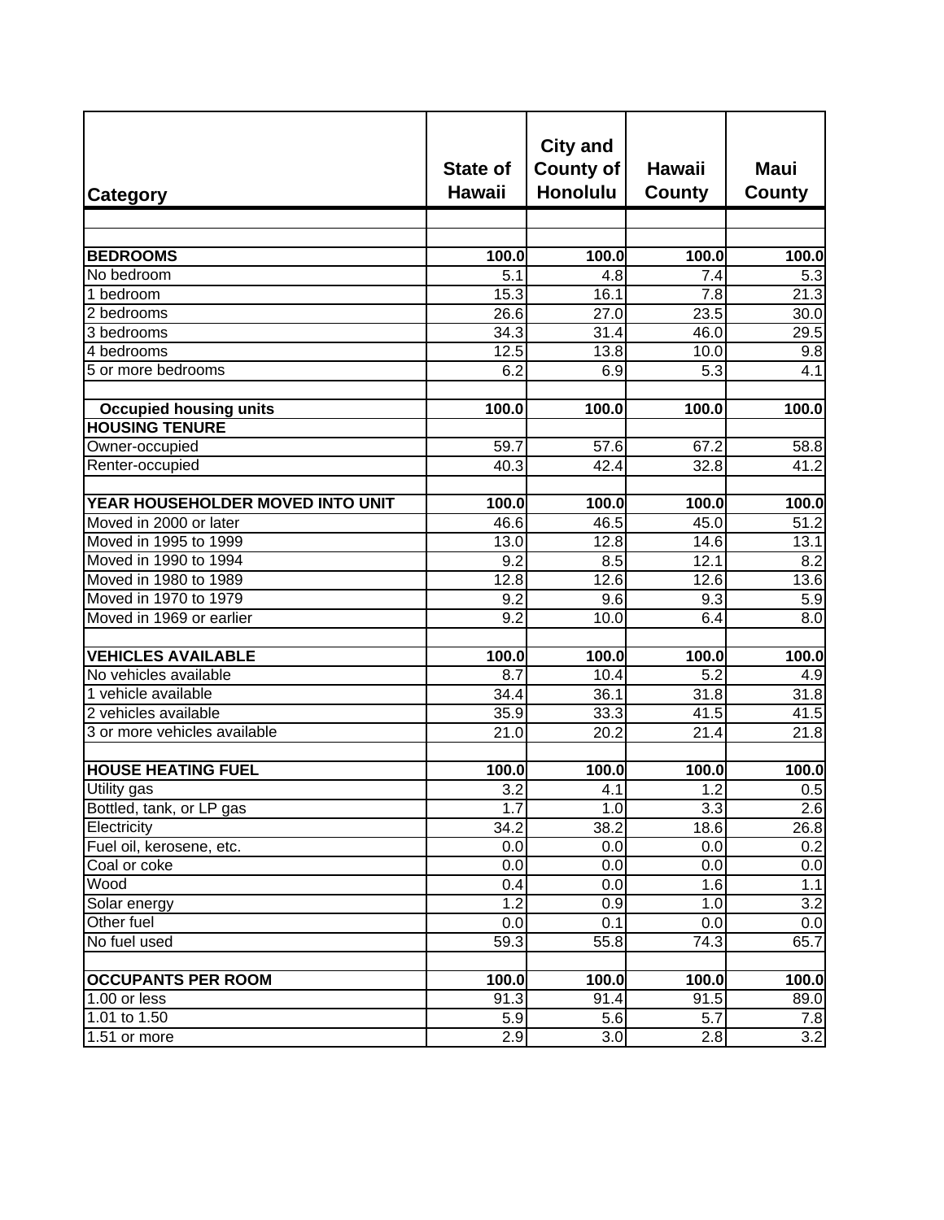| Category | State of Hawaii | City and County of Honolulu | Hawaii County | Maui County |
|---|---|---|---|---|
| | | | | |
| | | | | |
| **BEDROOMS** | **100.0** | **100.0** | **100.0** | **100.0** |
| No bedroom | 5.1 | 4.8 | 7.4 | 5.3 |
| 1 bedroom | 15.3 | 16.1 | 7.8 | 21.3 |
| 2 bedrooms | 26.6 | 27.0 | 23.5 | 30.0 |
| 3 bedrooms | 34.3 | 31.4 | 46.0 | 29.5 |
| 4 bedrooms | 12.5 | 13.8 | 10.0 | 9.8 |
| 5 or more bedrooms | 6.2 | 6.9 | 5.3 | 4.1 |
| | | | | |
| **Occupied housing units** | **100.0** | **100.0** | **100.0** | **100.0** |
| **HOUSING TENURE** | | | | |
| Owner-occupied | 59.7 | 57.6 | 67.2 | 58.8 |
| Renter-occupied | 40.3 | 42.4 | 32.8 | 41.2 |
| | | | | |
| **YEAR HOUSEHOLDER MOVED INTO UNIT** | **100.0** | **100.0** | **100.0** | **100.0** |
| Moved in 2000 or later | 46.6 | 46.5 | 45.0 | 51.2 |
| Moved in 1995 to 1999 | 13.0 | 12.8 | 14.6 | 13.1 |
| Moved in 1990 to 1994 | 9.2 | 8.5 | 12.1 | 8.2 |
| Moved in 1980 to 1989 | 12.8 | 12.6 | 12.6 | 13.6 |
| Moved in 1970 to 1979 | 9.2 | 9.6 | 9.3 | 5.9 |
| Moved in 1969 or earlier | 9.2 | 10.0 | 6.4 | 8.0 |
| | | | | |
| **VEHICLES AVAILABLE** | **100.0** | **100.0** | **100.0** | **100.0** |
| No vehicles available | 8.7 | 10.4 | 5.2 | 4.9 |
| 1 vehicle available | 34.4 | 36.1 | 31.8 | 31.8 |
| 2 vehicles available | 35.9 | 33.3 | 41.5 | 41.5 |
| 3 or more vehicles available | 21.0 | 20.2 | 21.4 | 21.8 |
| | | | | |
| **HOUSE HEATING FUEL** | **100.0** | **100.0** | **100.0** | **100.0** |
| Utility gas | 3.2 | 4.1 | 1.2 | 0.5 |
| Bottled, tank, or LP gas | 1.7 | 1.0 | 3.3 | 2.6 |
| Electricity | 34.2 | 38.2 | 18.6 | 26.8 |
| Fuel oil, kerosene, etc. | 0.0 | 0.0 | 0.0 | 0.2 |
| Coal or coke | 0.0 | 0.0 | 0.0 | 0.0 |
| Wood | 0.4 | 0.0 | 1.6 | 1.1 |
| Solar energy | 1.2 | 0.9 | 1.0 | 3.2 |
| Other fuel | 0.0 | 0.1 | 0.0 | 0.0 |
| No fuel used | 59.3 | 55.8 | 74.3 | 65.7 |
| | | | | |
| **OCCUPANTS PER ROOM** | **100.0** | **100.0** | **100.0** | **100.0** |
| 1.00 or less | 91.3 | 91.4 | 91.5 | 89.0 |
| 1.01 to 1.50 | 5.9 | 5.6 | 5.7 | 7.8 |
| 1.51 or more | 2.9 | 3.0 | 2.8 | 3.2 |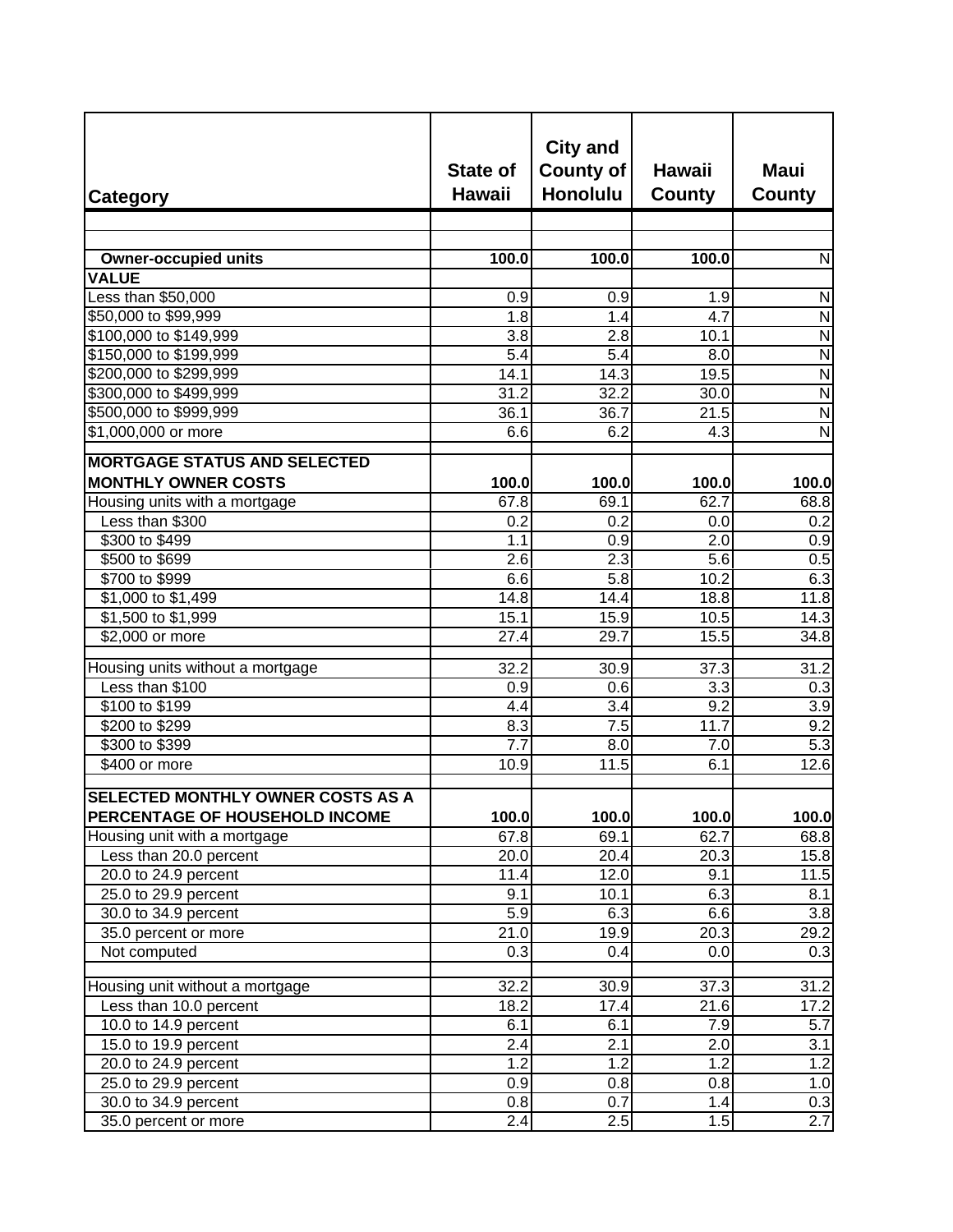| Category | State of Hawaii | City and County of Honolulu | Hawaii County | Maui County |
|---|---|---|---|---|
| | | | | |
| | | | | |
| **Owner-occupied units** | **100.0** | **100.0** | **100.0** | N |
| **VALUE** | | | | |
| Less than $50,000 | 0.9 | 0.9 | 1.9 | N |
| $50,000 to $99,999 | 1.8 | 1.4 | 4.7 | N |
| $100,000 to $149,999 | 3.8 | 2.8 | 10.1 | N |
| $150,000 to $199,999 | 5.4 | 5.4 | 8.0 | N |
| $200,000 to $299,999 | 14.1 | 14.3 | 19.5 | N |
| $300,000 to $499,999 | 31.2 | 32.2 | 30.0 | N |
| $500,000 to $999,999 | 36.1 | 36.7 | 21.5 | N |
| $1,000,000 or more | 6.6 | 6.2 | 4.3 | N |
| | | | | |
| **MORTGAGE STATUS AND SELECTED MONTHLY OWNER COSTS** | **100.0** | **100.0** | **100.0** | **100.0** |
| Housing units with a mortgage | 67.8 | 69.1 | 62.7 | 68.8 |
| Less than $300 | 0.2 | 0.2 | 0.0 | 0.2 |
| $300 to $499 | 1.1 | 0.9 | 2.0 | 0.9 |
| $500 to $699 | 2.6 | 2.3 | 5.6 | 0.5 |
| $700 to $999 | 6.6 | 5.8 | 10.2 | 6.3 |
| $1,000 to $1,499 | 14.8 | 14.4 | 18.8 | 11.8 |
| $1,500 to $1,999 | 15.1 | 15.9 | 10.5 | 14.3 |
| $2,000 or more | 27.4 | 29.7 | 15.5 | 34.8 |
| | | | | |
| Housing units without a mortgage | 32.2 | 30.9 | 37.3 | 31.2 |
| Less than $100 | 0.9 | 0.6 | 3.3 | 0.3 |
| $100 to $199 | 4.4 | 3.4 | 9.2 | 3.9 |
| $200 to $299 | 8.3 | 7.5 | 11.7 | 9.2 |
| $300 to $399 | 7.7 | 8.0 | 7.0 | 5.3 |
| $400 or more | 10.9 | 11.5 | 6.1 | 12.6 |
| | | | | |
| **SELECTED MONTHLY OWNER COSTS AS A PERCENTAGE OF HOUSEHOLD INCOME** | **100.0** | **100.0** | **100.0** | **100.0** |
| Housing unit with a mortgage | 67.8 | 69.1 | 62.7 | 68.8 |
| Less than 20.0 percent | 20.0 | 20.4 | 20.3 | 15.8 |
| 20.0 to 24.9 percent | 11.4 | 12.0 | 9.1 | 11.5 |
| 25.0 to 29.9 percent | 9.1 | 10.1 | 6.3 | 8.1 |
| 30.0 to 34.9 percent | 5.9 | 6.3 | 6.6 | 3.8 |
| 35.0 percent or more | 21.0 | 19.9 | 20.3 | 29.2 |
| Not computed | 0.3 | 0.4 | 0.0 | 0.3 |
| | | | | |
| Housing unit without a mortgage | 32.2 | 30.9 | 37.3 | 31.2 |
| Less than 10.0 percent | 18.2 | 17.4 | 21.6 | 17.2 |
| 10.0 to 14.9 percent | 6.1 | 6.1 | 7.9 | 5.7 |
| 15.0 to 19.9 percent | 2.4 | 2.1 | 2.0 | 3.1 |
| 20.0 to 24.9 percent | 1.2 | 1.2 | 1.2 | 1.2 |
| 25.0 to 29.9 percent | 0.9 | 0.8 | 0.8 | 1.0 |
| 30.0 to 34.9 percent | 0.8 | 0.7 | 1.4 | 0.3 |
| 35.0 percent or more | 2.4 | 2.5 | 1.5 | 2.7 |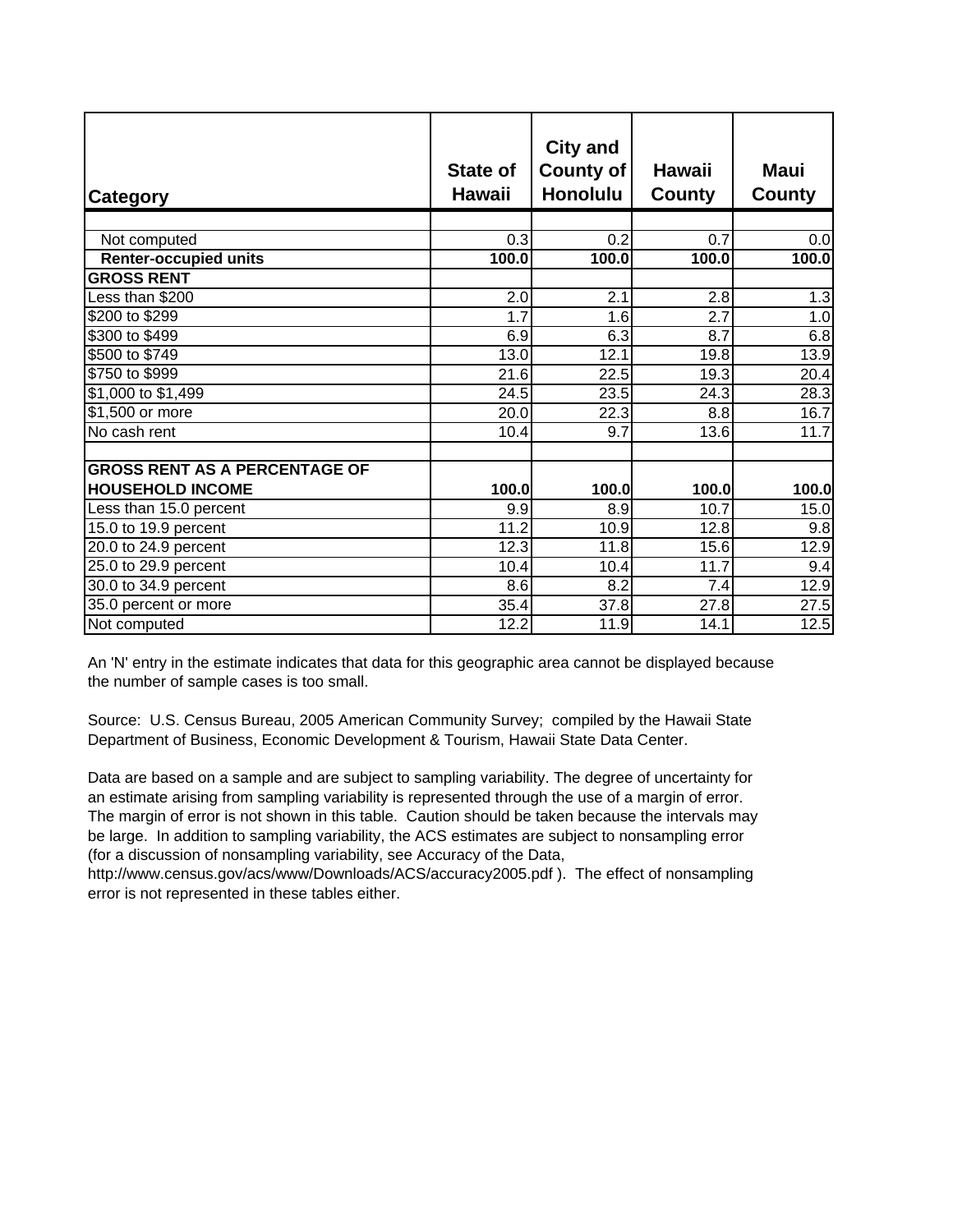| Category | State of Hawaii | City and County of Honolulu | Hawaii County | Maui County |
|---|---|---|---|---|
| | | | | |
| Not computed | 0.3 | 0.2 | 0.7 | 0.0 |
| **Renter-occupied units** | **100.0** | **100.0** | **100.0** | **100.0** |
| **GROSS RENT** | | | | |
| Less than $200 | 2.0 | 2.1 | 2.8 | 1.3 |
| $200 to $299 | 1.7 | 1.6 | 2.7 | 1.0 |
| $300 to $499 | 6.9 | 6.3 | 8.7 | 6.8 |
| $500 to $749 | 13.0 | 12.1 | 19.8 | 13.9 |
| $750 to $999 | 21.6 | 22.5 | 19.3 | 20.4 |
| $1,000 to $1,499 | 24.5 | 23.5 | 24.3 | 28.3 |
| $1,500 or more | 20.0 | 22.3 | 8.8 | 16.7 |
| No cash rent | 10.4 | 9.7 | 13.6 | 11.7 |
| | | | | |
| **GROSS RENT AS A PERCENTAGE OF HOUSEHOLD INCOME** | **100.0** | **100.0** | **100.0** | **100.0** |
| Less than 15.0 percent | 9.9 | 8.9 | 10.7 | 15.0 |
| 15.0 to 19.9 percent | 11.2 | 10.9 | 12.8 | 9.8 |
| 20.0 to 24.9 percent | 12.3 | 11.8 | 15.6 | 12.9 |
| 25.0 to 29.9 percent | 10.4 | 10.4 | 11.7 | 9.4 |
| 30.0 to 34.9 percent | 8.6 | 8.2 | 7.4 | 12.9 |
| 35.0 percent or more | 35.4 | 37.8 | 27.8 | 27.5 |
| Not computed | 12.2 | 11.9 | 14.1 | 12.5 |

An 'N' entry in the estimate indicates that data for this geographic area cannot be displayed because the number of sample cases is too small.

Source: U.S. Census Bureau, 2005 American Community Survey; compiled by the Hawaii State Department of Business, Economic Development & Tourism, Hawaii State Data Center.

Data are based on a sample and are subject to sampling variability. The degree of uncertainty for an estimate arising from sampling variability is represented through the use of a margin of error. The margin of error is not shown in this table. Caution should be taken because the intervals may be large. In addition to sampling variability, the ACS estimates are subject to nonsampling error (for a discussion of nonsampling variability, see Accuracy of the Data, http://www.census.gov/acs/www/Downloads/ACS/accuracy2005.pdf ). The effect of nonsampling error is not represented in these tables either.